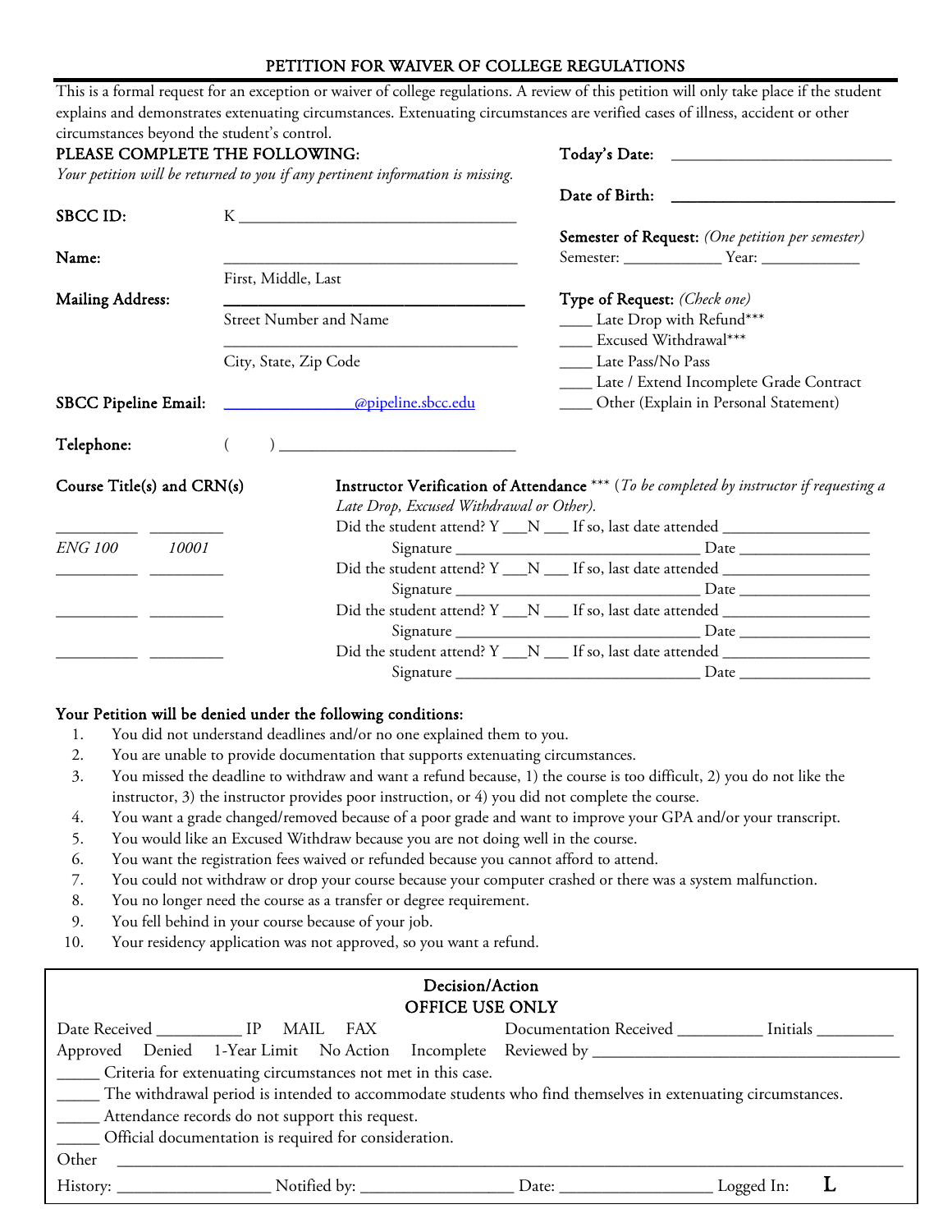# PETITION FOR WAIVER OF COLLEGE REGULATIONS

This is a formal request for an exception or waiver of college regulations. A review of this petition will only take place if the student explains and demonstrates extenuating circumstances. Extenuating circumstances are verified cases of illness, accident or other circumstances beyond the student's control.

**PLEASE COMPLETE THE FOLLOWING:**
*Your petition will be returned to you if any pertinent information is missing.*

**Today's Date:** ___________________________

**Date of Birth:** ___________________________

**SBCC ID:** K ___________________________________

**Name:** ___________________________________
First, Middle, Last

**Mailing Address:** ___________________________________
Street Number and Name
___________________________________
City, State, Zip Code

**SBCC Pipeline Email:** ________________@pipeline.sbcc.edu

**Telephone:** (     ) ______________________________

**Semester of Request:** *(One petition per semester)*
Semester: ____________ Year: ____________

**Type of Request:** *(Check one)*
____ Late Drop with Refund***
____ Excused Withdrawal***
____ Late Pass/No Pass
____ Late / Extend Incomplete Grade Contract
____ Other (Explain in Personal Statement)

**Course Title(s) and CRN(s)**

__________ _________
*ENG 100* *10001*
__________ _________
__________ _________
__________ _________

**Instructor Verification of Attendance** *** (*To be completed by instructor if requesting a Late Drop, Excused Withdrawal or Other).*

Did the student attend? Y ___N ___ If so, last date attended __________________
Signature ________________________________ Date ________________

Did the student attend? Y ___N ___ If so, last date attended __________________
Signature ________________________________ Date ________________

Did the student attend? Y ___N ___ If so, last date attended __________________
Signature ________________________________ Date ________________

Did the student attend? Y ___N ___ If so, last date attended __________________
Signature ________________________________ Date ________________

**Your Petition will be denied under the following conditions:**

1. You did not understand deadlines and/or no one explained them to you.
2. You are unable to provide documentation that supports extenuating circumstances.
3. You missed the deadline to withdraw and want a refund because, 1) the course is too difficult, 2) you do not like the instructor, 3) the instructor provides poor instruction, or 4) you did not complete the course.
4. You want a grade changed/removed because of a poor grade and want to improve your GPA and/or your transcript.
5. You would like an Excused Withdraw because you are not doing well in the course.
6. You want the registration fees waived or refunded because you cannot afford to attend.
7. You could not withdraw or drop your course because your computer crashed or there was a system malfunction.
8. You no longer need the course as a transfer or degree requirement.
9. You fell behind in your course because of your job.
10. Your residency application was not approved, so you want a refund.

**Decision/Action**
**OFFICE USE ONLY**

Date Received __________ IP MAIL FAX Documentation Received __________ Initials _________
Approved Denied 1-Year Limit No Action Incomplete Reviewed by ____________________________________
_____ Criteria for extenuating circumstances not met in this case.
_____ The withdrawal period is intended to accommodate students who find themselves in extenuating circumstances.
_____ Attendance records do not support this request.
_____ Official documentation is required for consideration.
Other ________________________________________________________________________________
History: _________________ Notified by: _________________ Date: _________________ Logged In: **L**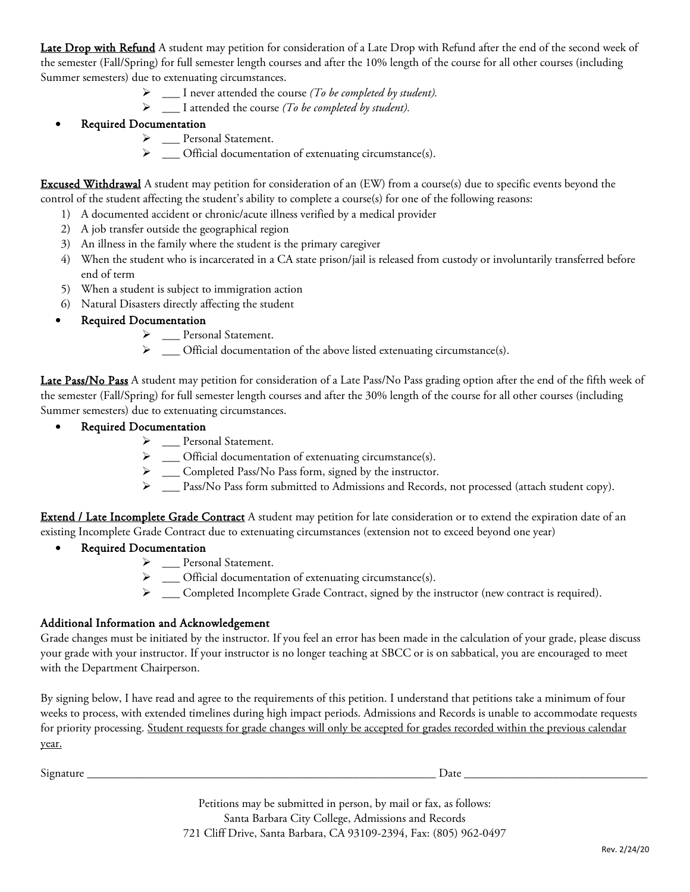**Late Drop with Refund** A student may petition for consideration of a Late Drop with Refund after the end of the second week of the semester (Fall/Spring) for full semester length courses and after the 10% length of the course for all other courses (including Summer semesters) due to extenuating circumstances.

- ___ I never attended the course *(To be completed by student).*
- ___ I attended the course *(To be completed by student).*

- **Required Documentation**
  - ___ Personal Statement.
  - ___ Official documentation of extenuating circumstance(s).

**Excused Withdrawal** A student may petition for consideration of an (EW) from a course(s) due to specific events beyond the control of the student affecting the student's ability to complete a course(s) for one of the following reasons:

1) A documented accident or chronic/acute illness verified by a medical provider
2) A job transfer outside the geographical region
3) An illness in the family where the student is the primary caregiver
4) When the student who is incarcerated in a CA state prison/jail is released from custody or involuntarily transferred before end of term
5) When a student is subject to immigration action
6) Natural Disasters directly affecting the student

- **Required Documentation**
  - ___ Personal Statement.
  - ___ Official documentation of the above listed extenuating circumstance(s).

**Late Pass/No Pass** A student may petition for consideration of a Late Pass/No Pass grading option after the end of the fifth week of the semester (Fall/Spring) for full semester length courses and after the 30% length of the course for all other courses (including Summer semesters) due to extenuating circumstances.

- **Required Documentation**
  - ___ Personal Statement.
  - ___ Official documentation of extenuating circumstance(s).
  - ___ Completed Pass/No Pass form, signed by the instructor.
  - ___ Pass/No Pass form submitted to Admissions and Records, not processed (attach student copy).

**Extend / Late Incomplete Grade Contract** A student may petition for late consideration or to extend the expiration date of an existing Incomplete Grade Contract due to extenuating circumstances (extension not to exceed beyond one year)

- **Required Documentation**
  - ___ Personal Statement.
  - ___ Official documentation of extenuating circumstance(s).
  - ___ Completed Incomplete Grade Contract, signed by the instructor (new contract is required).

**Additional Information and Acknowledgement**

Grade changes must be initiated by the instructor. If you feel an error has been made in the calculation of your grade, please discuss your grade with your instructor. If your instructor is no longer teaching at SBCC or is on sabbatical, you are encouraged to meet with the Department Chairperson.

By signing below, I have read and agree to the requirements of this petition. I understand that petitions take a minimum of four weeks to process, with extended timelines during high impact periods. Admissions and Records is unable to accommodate requests for priority processing. <u>Student requests for grade changes will only be accepted for grades recorded within the previous calendar year.</u>

Signature ____________________________________________________________ Date ______________________________

Petitions may be submitted in person, by mail or fax, as follows:
Santa Barbara City College, Admissions and Records
721 Cliff Drive, Santa Barbara, CA 93109-2394, Fax: (805) 962-0497

Rev. 2/24/20